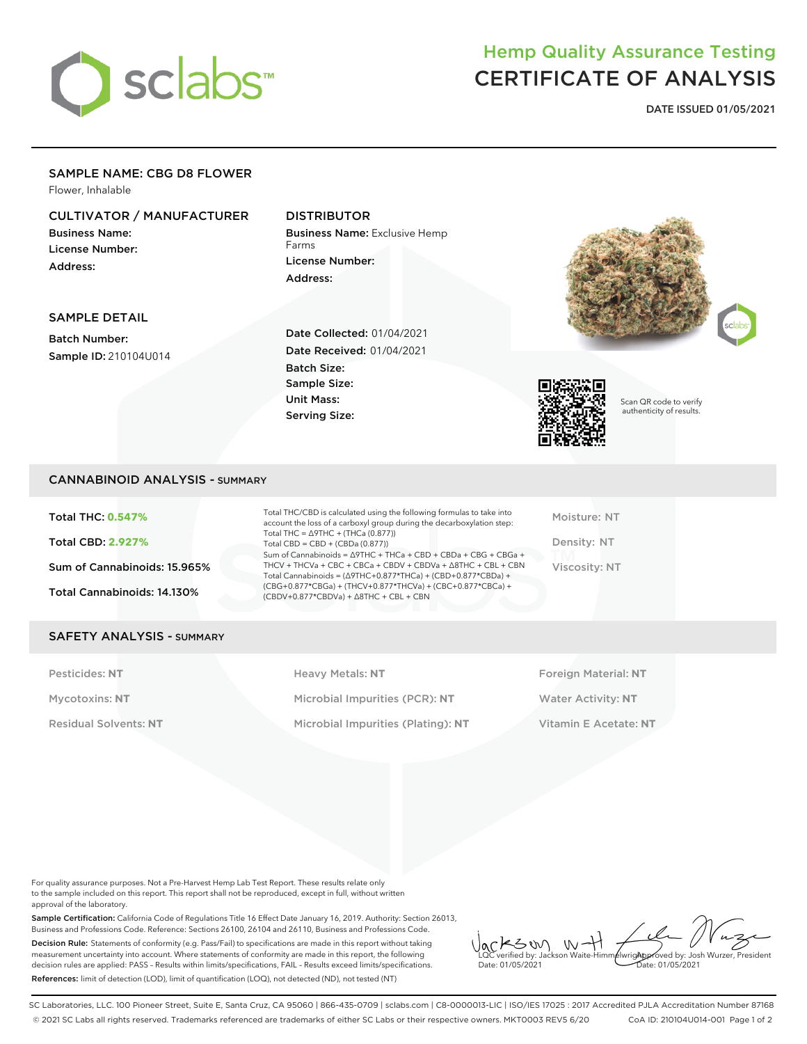# Hemp Quality Assurance Testing
# CERTIFICATE OF ANALYSIS

**DATE ISSUED 01/05/2021**

## SAMPLE NAME: CBG D8 FLOWER

Flower, Inhalable

### CULTIVATOR / MANUFACTURER

**Business Name:**
**License Number:**
**Address:**

### DISTRIBUTOR

**Business Name:** Exclusive Hemp Farms
**License Number:**
**Address:**

### SAMPLE DETAIL

**Batch Number:**
**Sample ID:** 210104U014

**Date Collected:** 01/04/2021
**Date Received:** 01/04/2021
**Batch Size:**
**Sample Size:**
**Unit Mass:**
**Serving Size:**

Scan QR code to verify authenticity of results.

## CANNABINOID ANALYSIS - SUMMARY

**Total THC: 0.547%**

**Total CBD: 2.927%**

Sum of Cannabinoids: 15.965%

Total Cannabinoids: 14.130%

Total THC/CBD is calculated using the following formulas to take into account the loss of a carboxyl group during the decarboxylation step:
Total THC = Δ9THC + (THCa (0.877))
Total CBD = CBD + (CBDa (0.877))
Sum of Cannabinoids = Δ9THC + THCa + CBD + CBDa + CBG + CBGa + THCV + THCVa + CBC + CBCa + CBDV + CBDVa + Δ8THC + CBL + CBN
Total Cannabinoids = (Δ9THC+0.877*THCa) + (CBD+0.877*CBDa) + (CBG+0.877*CBGa) + (THCV+0.877*THCVa) + (CBC+0.877*CBCa) + (CBDV+0.877*CBDVa) + Δ8THC + CBL + CBN

Moisture: NT

Density: NT

Viscosity: NT

## SAFETY ANALYSIS - SUMMARY

| | | |
|---|---|---|
| Pesticides: **NT** | Heavy Metals: **NT** | Foreign Material: **NT** |
| Mycotoxins: **NT** | Microbial Impurities (PCR): **NT** | Water Activity: **NT** |
| Residual Solvents: **NT** | Microbial Impurities (Plating): **NT** | Vitamin E Acetate: **NT** |

For quality assurance purposes. Not a Pre-Harvest Hemp Lab Test Report. These results relate only to the sample included on this report. This report shall not be reproduced, except in full, without written approval of the laboratory.

**Sample Certification:** California Code of Regulations Title 16 Effect Date January 16, 2019. Authority: Section 26013, Business and Professions Code. Reference: Sections 26100, 26104 and 26110, Business and Professions Code.

**Decision Rule:** Statements of conformity (e.g. Pass/Fail) to specifications are made in this report without taking measurement uncertainty into account. Where statements of conformity are made in this report, the following decision rules are applied: PASS - Results within limits/specifications, FAIL - Results exceed limits/specifications.

**References:** limit of detection (LOD), limit of quantification (LOQ), not detected (ND), not tested (NT)

LQC verified by: Jackson Waite-Himmelwright
Date: 01/05/2021

Approved by: Josh Wurzer, President
Date: 01/05/2021

SC Laboratories, LLC. 100 Pioneer Street, Suite E, Santa Cruz, CA 95060 | 866-435-0709 | sclabs.com | C8-0000013-LIC | ISO/IES 17025 : 2017 Accredited PJLA Accreditation Number 87168
© 2021 SC Labs all rights reserved. Trademarks referenced are trademarks of either SC Labs or their respective owners. MKT0003 REV5 6/20 CoA ID: 210104U014-001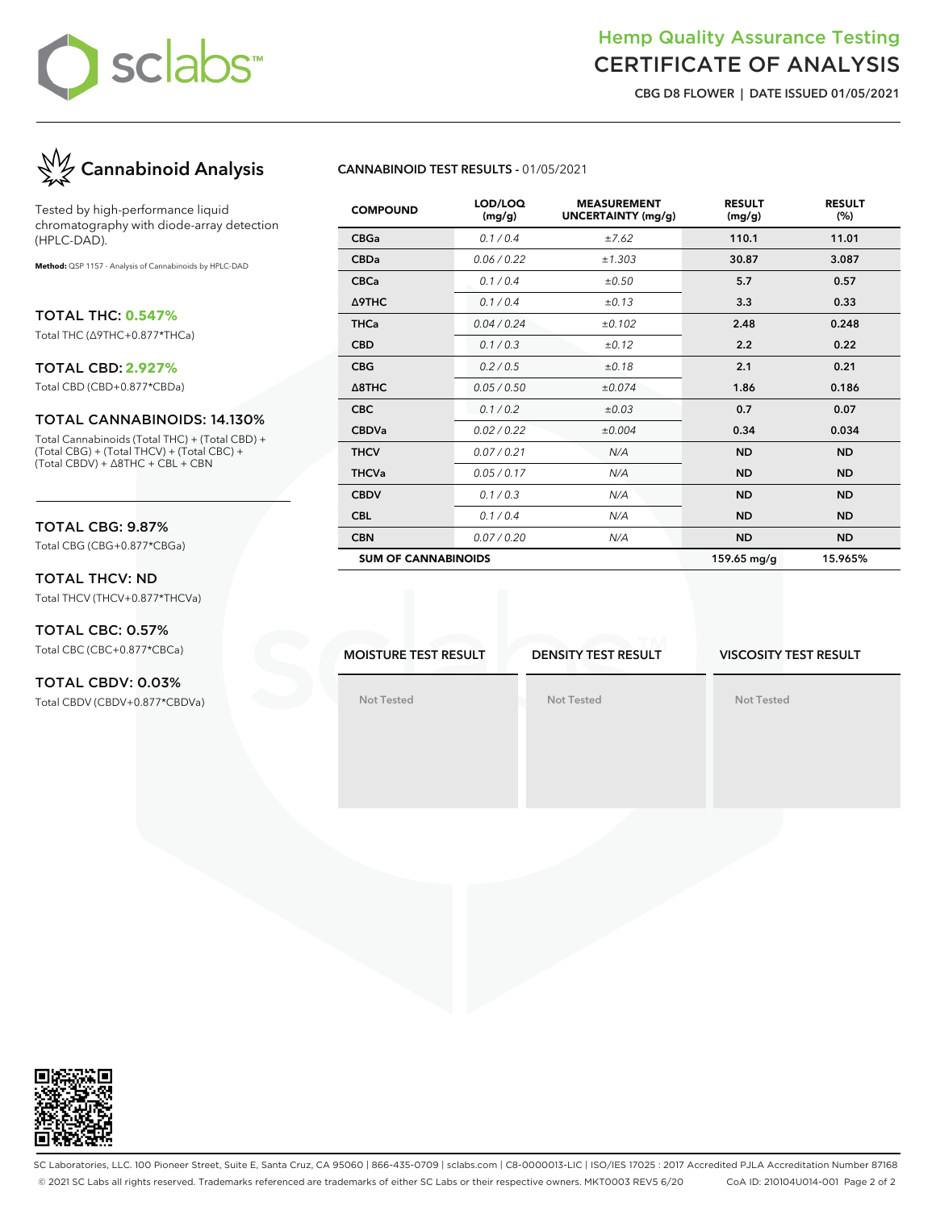# Hemp Quality Assurance Testing
# CERTIFICATE OF ANALYSIS

**CBG D8 FLOWER | DATE ISSUED 01/05/2021**

## Cannabinoid Analysis

Tested by high-performance liquid chromatography with diode-array detection (HPLC-DAD).

**Method:** QSP 1157 - Analysis of Cannabinoids by HPLC-DAD

**TOTAL THC: 0.547%**
Total THC (Δ9THC+0.877*THCa)

**TOTAL CBD: 2.927%**
Total CBD (CBD+0.877*CBDa)

**TOTAL CANNABINOIDS: 14.130%**
Total Cannabinoids (Total THC) + (Total CBD) + (Total CBG) + (Total THCV) + (Total CBC) + (Total CBDV) + Δ8THC + CBL + CBN

**TOTAL CBG: 9.87%**
Total CBG (CBG+0.877*CBGa)

**TOTAL THCV: ND**
Total THCV (THCV+0.877*THCVa)

**TOTAL CBC: 0.57%**
Total CBC (CBC+0.877*CBCa)

**TOTAL CBDV: 0.03%**
Total CBDV (CBDV+0.877*CBDVa)

### CANNABINOID TEST RESULTS - 01/05/2021

| COMPOUND | LOD/LOQ (mg/g) | MEASUREMENT UNCERTAINTY (mg/g) | RESULT (mg/g) | RESULT (%) |
|---|---|---|---|---|
| CBGa | 0.1 / 0.4 | ±7.62 | 110.1 | 11.01 |
| CBDa | 0.06 / 0.22 | ±1.303 | 30.87 | 3.087 |
| CBCa | 0.1 / 0.4 | ±0.50 | 5.7 | 0.57 |
| Δ9THC | 0.1 / 0.4 | ±0.13 | 3.3 | 0.33 |
| THCa | 0.04 / 0.24 | ±0.102 | 2.48 | 0.248 |
| CBD | 0.1 / 0.3 | ±0.12 | 2.2 | 0.22 |
| CBG | 0.2 / 0.5 | ±0.18 | 2.1 | 0.21 |
| Δ8THC | 0.05 / 0.50 | ±0.074 | 1.86 | 0.186 |
| CBC | 0.1 / 0.2 | ±0.03 | 0.7 | 0.07 |
| CBDVa | 0.02 / 0.22 | ±0.004 | 0.34 | 0.034 |
| THCV | 0.07 / 0.21 | N/A | ND | ND |
| THCVa | 0.05 / 0.17 | N/A | ND | ND |
| CBDV | 0.1 / 0.3 | N/A | ND | ND |
| CBL | 0.1 / 0.4 | N/A | ND | ND |
| CBN | 0.07 / 0.20 | N/A | ND | ND |
| **SUM OF CANNABINOIDS** | | | 159.65 mg/g | 15.965% |

| MOISTURE TEST RESULT | DENSITY TEST RESULT | VISCOSITY TEST RESULT |
|---|---|---|
| Not Tested | Not Tested | Not Tested |

SC Laboratories, LLC. 100 Pioneer Street, Suite E, Santa Cruz, CA 95060 | 866-435-0709 | sclabs.com | C8-0000013-LIC | ISO/IES 17025 : 2017 Accredited PJLA Accreditation Number 87168
© 2021 SC Labs all rights reserved. Trademarks referenced are trademarks of either SC Labs or their respective owners. MKT0003 REV5 6/20 CoA ID: 210104U014-001